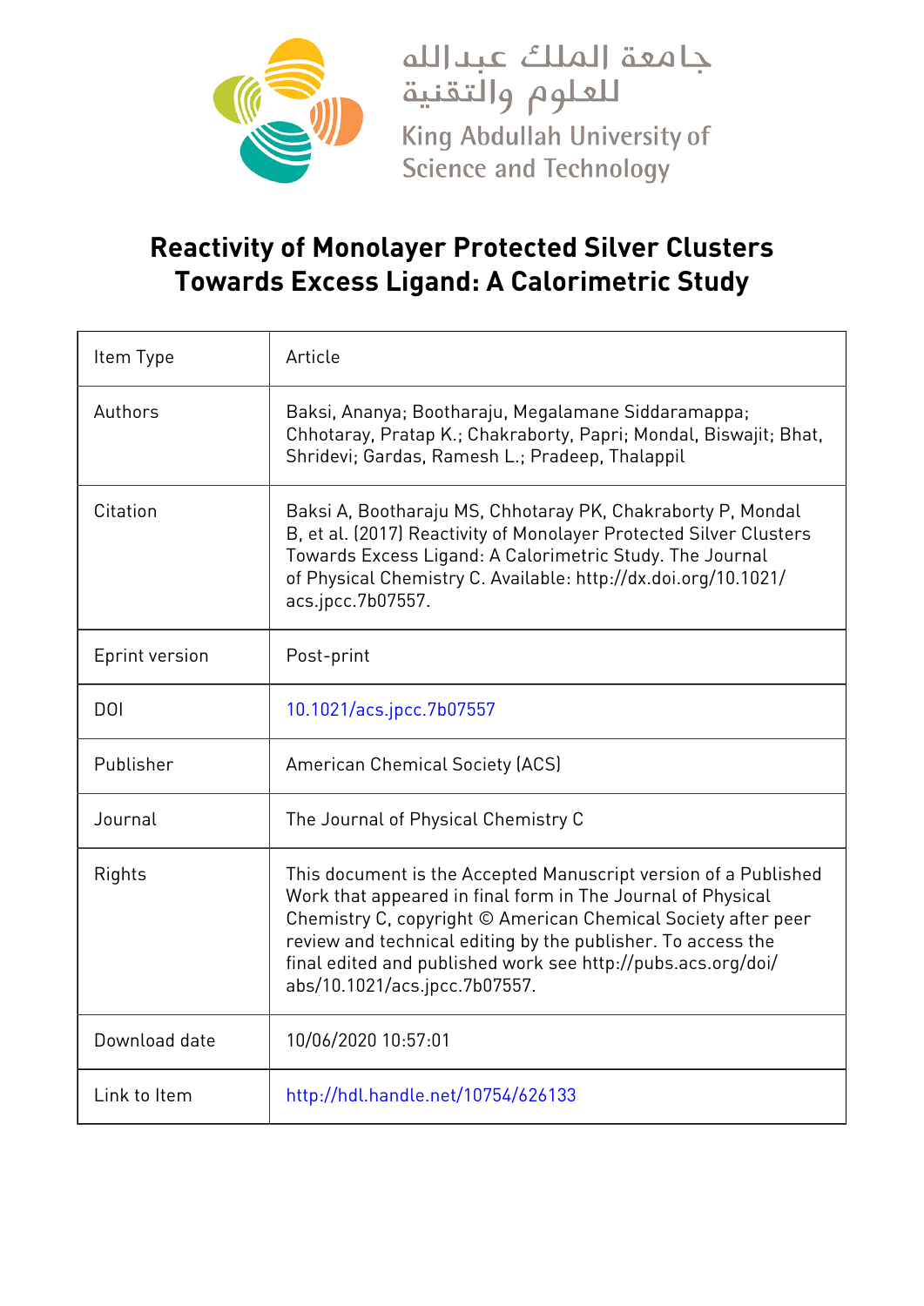جامعة الملك عبدالله
للعلوم والتقنية

King Abdullah University of Science and Technology

# Reactivity of Monolayer Protected Silver Clusters Towards Excess Ligand: A Calorimetric Study

| | |
|---|---|
| Item Type | Article |
| Authors | Baksi, Ananya; Bootharaju, Megalamane Siddaramappa; Chhotaray, Pratap K.; Chakraborty, Papri; Mondal, Biswajit; Bhat, Shridevi; Gardas, Ramesh L.; Pradeep, Thalappil |
| Citation | Baksi A, Bootharaju MS, Chhotaray PK, Chakraborty P, Mondal B, et al. (2017) Reactivity of Monolayer Protected Silver Clusters Towards Excess Ligand: A Calorimetric Study. The Journal of Physical Chemistry C. Available: http://dx.doi.org/10.1021/acs.jpcc.7b07557. |
| Eprint version | Post-print |
| DOI | 10.1021/acs.jpcc.7b07557 |
| Publisher | American Chemical Society (ACS) |
| Journal | The Journal of Physical Chemistry C |
| Rights | This document is the Accepted Manuscript version of a Published Work that appeared in final form in The Journal of Physical Chemistry C, copyright © American Chemical Society after peer review and technical editing by the publisher. To access the final edited and published work see http://pubs.acs.org/doi/abs/10.1021/acs.jpcc.7b07557. |
| Download date | 10/06/2020 10:57:01 |
| Link to Item | http://hdl.handle.net/10754/626133 |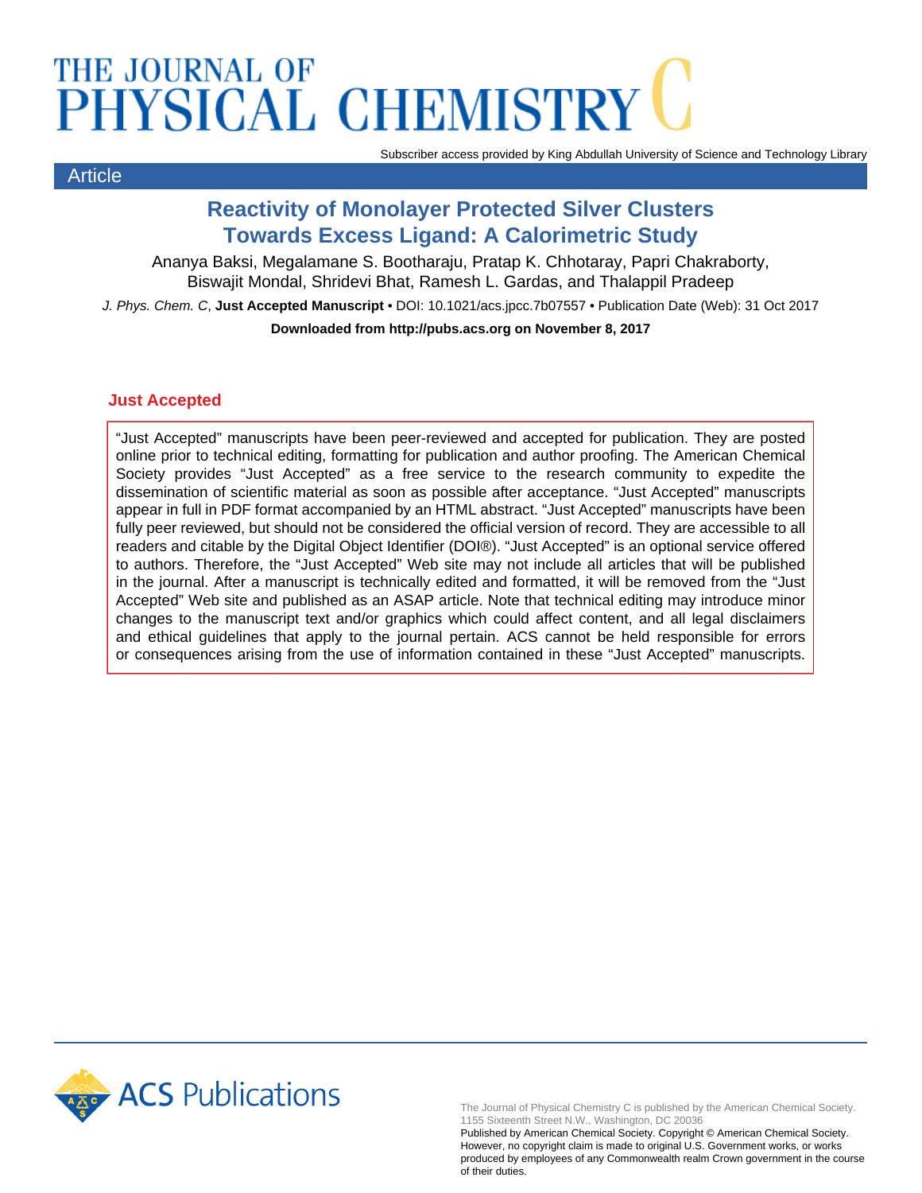# THE JOURNAL OF PHYSICAL CHEMISTRY C

Subscriber access provided by King Abdullah University of Science and Technology Library

Article

## Reactivity of Monolayer Protected Silver Clusters Towards Excess Ligand: A Calorimetric Study

Ananya Baksi, Megalamane S. Bootharaju, Pratap K. Chhotaray, Papri Chakraborty, Biswajit Mondal, Shridevi Bhat, Ramesh L. Gardas, and Thalappil Pradeep

*J. Phys. Chem. C*, **Just Accepted Manuscript** • DOI: 10.1021/acs.jpcc.7b07557 • Publication Date (Web): 31 Oct 2017

**Downloaded from http://pubs.acs.org on November 8, 2017**

### Just Accepted

"Just Accepted" manuscripts have been peer-reviewed and accepted for publication. They are posted online prior to technical editing, formatting for publication and author proofing. The American Chemical Society provides "Just Accepted" as a free service to the research community to expedite the dissemination of scientific material as soon as possible after acceptance. "Just Accepted" manuscripts appear in full in PDF format accompanied by an HTML abstract. "Just Accepted" manuscripts have been fully peer reviewed, but should not be considered the official version of record. They are accessible to all readers and citable by the Digital Object Identifier (DOI®). "Just Accepted" is an optional service offered to authors. Therefore, the "Just Accepted" Web site may not include all articles that will be published in the journal. After a manuscript is technically edited and formatted, it will be removed from the "Just Accepted" Web site and published as an ASAP article. Note that technical editing may introduce minor changes to the manuscript text and/or graphics which could affect content, and all legal disclaimers and ethical guidelines that apply to the journal pertain. ACS cannot be held responsible for errors or consequences arising from the use of information contained in these "Just Accepted" manuscripts.

ACS Publications

The Journal of Physical Chemistry C is published by the American Chemical Society. 1155 Sixteenth Street N.W., Washington, DC 20036
Published by American Chemical Society. Copyright © American Chemical Society. However, no copyright claim is made to original U.S. Government works, or works produced by employees of any Commonwealth realm Crown government in the course of their duties.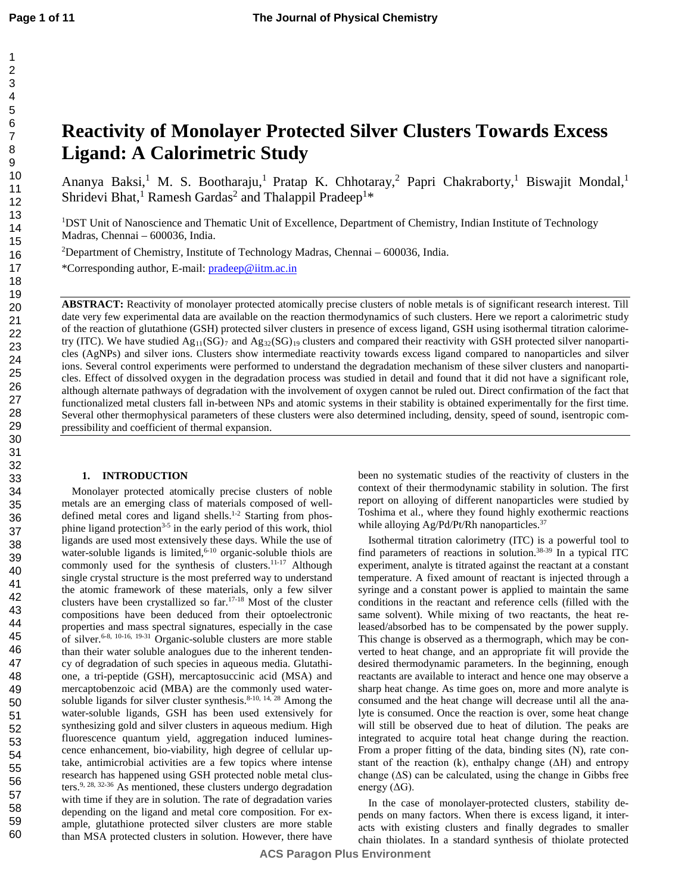# Reactivity of Monolayer Protected Silver Clusters Towards Excess Ligand: A Calorimetric Study

Ananya Baksi,[1] M. S. Bootharaju,[1] Pratap K. Chhotaray,[2] Papri Chakraborty,[1] Biswajit Mondal,[1] Shridevi Bhat,[1] Ramesh Gardas[2] and Thalappil Pradeep[1]*

[1]DST Unit of Nanoscience and Thematic Unit of Excellence, Department of Chemistry, Indian Institute of Technology Madras, Chennai – 600036, India.

[2]Department of Chemistry, Institute of Technology Madras, Chennai – 600036, India.

*Corresponding author, E-mail: pradeep@iitm.ac.in

**ABSTRACT:** Reactivity of monolayer protected atomically precise clusters of noble metals is of significant research interest. Till date very few experimental data are available on the reaction thermodynamics of such clusters. Here we report a calorimetric study of the reaction of glutathione (GSH) protected silver clusters in presence of excess ligand, GSH using isothermal titration calorimetry (ITC). We have studied $Ag_{11}(SG)_7$ and $Ag_{32}(SG)_{19}$ clusters and compared their reactivity with GSH protected silver nanoparticles (AgNPs) and silver ions. Clusters show intermediate reactivity towards excess ligand compared to nanoparticles and silver ions. Several control experiments were performed to understand the degradation mechanism of these silver clusters and nanoparticles. Effect of dissolved oxygen in the degradation process was studied in detail and found that it did not have a significant role, although alternate pathways of degradation with the involvement of oxygen cannot be ruled out. Direct confirmation of the fact that functionalized metal clusters fall in-between NPs and atomic systems in their stability is obtained experimentally for the first time. Several other thermophysical parameters of these clusters were also determined including, density, speed of sound, isentropic compressibility and coefficient of thermal expansion.

## 1. INTRODUCTION

Monolayer protected atomically precise clusters of noble metals are an emerging class of materials composed of well-defined metal cores and ligand shells.[1-2] Starting from phosphine ligand protection[3-5] in the early period of this work, thiol ligands are used most extensively these days. While the use of water-soluble ligands is limited,[6-10] organic-soluble thiols are commonly used for the synthesis of clusters.[11-17] Although single crystal structure is the most preferred way to understand the atomic framework of these materials, only a few silver clusters have been crystallized so far.[17-18] Most of the cluster compositions have been deduced from their optoelectronic properties and mass spectral signatures, especially in the case of silver.[6-8, 10-16, 19-31] Organic-soluble clusters are more stable than their water soluble analogues due to the inherent tendency of degradation of such species in aqueous media. Glutathione, a tri-peptide (GSH), mercaptosuccinic acid (MSA) and mercaptobenzoic acid (MBA) are the commonly used water-soluble ligands for silver cluster synthesis.[8-10, 14, 28] Among the water-soluble ligands, GSH has been used extensively for synthesizing gold and silver clusters in aqueous medium. High fluorescence quantum yield, aggregation induced luminescence enhancement, bio-viability, high degree of cellular uptake, antimicrobial activities are a few topics where intense research has happened using GSH protected noble metal clusters.[9, 28, 32-36] As mentioned, these clusters undergo degradation with time if they are in solution. The rate of degradation varies depending on the ligand and metal core composition. For example, glutathione protected silver clusters are more stable than MSA protected clusters in solution. However, there have been no systematic studies of the reactivity of clusters in the context of their thermodynamic stability in solution. The first report on alloying of different nanoparticles were studied by Toshima et al., where they found highly exothermic reactions while alloying Ag/Pd/Pt/Rh nanoparticles.[37]

Isothermal titration calorimetry (ITC) is a powerful tool to find parameters of reactions in solution.[38-39] In a typical ITC experiment, analyte is titrated against the reactant at a constant temperature. A fixed amount of reactant is injected through a syringe and a constant power is applied to maintain the same conditions in the reactant and reference cells (filled with the same solvent). While mixing of two reactants, the heat released/absorbed has to be compensated by the power supply. This change is observed as a thermograph, which may be converted to heat change, and an appropriate fit will provide the desired thermodynamic parameters. In the beginning, enough reactants are available to interact and hence one may observe a sharp heat change. As time goes on, more and more analyte is consumed and the heat change will decrease until all the analyte is consumed. Once the reaction is over, some heat change will still be observed due to heat of dilution. The peaks are integrated to acquire total heat change during the reaction. From a proper fitting of the data, binding sites (N), rate constant of the reaction (k), enthalpy change (ΔH) and entropy change (ΔS) can be calculated, using the change in Gibbs free energy (ΔG).

In the case of monolayer-protected clusters, stability depends on many factors. When there is excess ligand, it interacts with existing clusters and finally degrades to smaller chain thiolates. In a standard synthesis of thiolate protected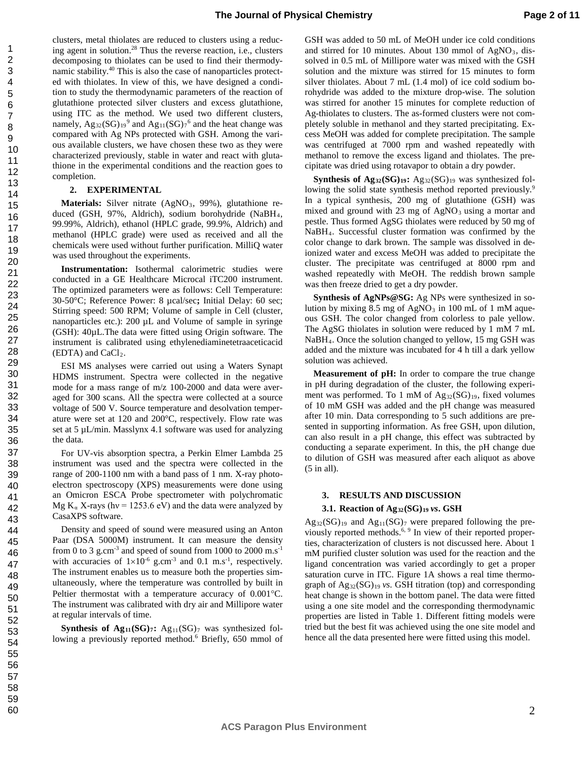clusters, metal thiolates are reduced to clusters using a reducing agent in solution.[28] Thus the reverse reaction, i.e., clusters decomposing to thiolates can be used to find their thermodynamic stability.[40] This is also the case of nanoparticles protected with thiolates. In view of this, we have designed a condition to study the thermodynamic parameters of the reaction of glutathione protected silver clusters and excess glutathione, using ITC as the method. We used two different clusters, namely, $Ag_{32}(SG)_{19}$[9] and $Ag_{11}(SG)_7$[6] and the heat change was compared with Ag NPs protected with GSH. Among the various available clusters, we have chosen these two as they were characterized previously, stable in water and react with glutathione in the experimental conditions and the reaction goes to completion.

## 2. EXPERIMENTAL

**Materials:** Silver nitrate ($AgNO_3$, 99%), glutathione reduced (GSH, 97%, Aldrich), sodium borohydride ($NaBH_4$, 99.99%, Aldrich), ethanol (HPLC grade, 99.9%, Aldrich) and methanol (HPLC grade) were used as received and all the chemicals were used without further purification. MilliQ water was used throughout the experiments.

**Instrumentation:** Isothermal calorimetric studies were conducted in a GE Healthcare Microcal iTC200 instrument. The optimized parameters were as follows: Cell Temperature: 30-50°C; Reference Power: 8 µcal/sec**;** Initial Delay: 60 sec; Stirring speed: 500 RPM; Volume of sample in Cell (cluster, nanoparticles etc.): 200 µL and Volume of sample in syringe (GSH): 40µL.The data were fitted using Origin software. The instrument is calibrated using ethylenediaminetetraaceticacid (EDTA) and $CaCl_2$.

ESI MS analyses were carried out using a Waters Synapt HDMS instrument. Spectra were collected in the negative mode for a mass range of m/z 100-2000 and data were averaged for 300 scans. All the spectra were collected at a source voltage of 500 V. Source temperature and desolvation temperature were set at 120 and 200°C, respectively. Flow rate was set at 5 µL/min. Masslynx 4.1 software was used for analyzing the data.

For UV-vis absorption spectra, a Perkin Elmer Lambda 25 instrument was used and the spectra were collected in the range of 200-1100 nm with a band pass of 1 nm. X-ray photoelectron spectroscopy (XPS) measurements were done using an Omicron ESCA Probe spectrometer with polychromatic Mg $K_\alpha$ X-rays (hν = 1253.6 eV) and the data were analyzed by CasaXPS software.

Density and speed of sound were measured using an Anton Paar (DSA 5000M) instrument. It can measure the density from 0 to 3 $g.cm^{-3}$ and speed of sound from 1000 to 2000 $m.s^{-1}$ with accuracies of $1\times10^{-6}$ $g.cm^{-3}$ and 0.1 $m.s^{-1}$, respectively. The instrument enables us to measure both the properties simultaneously, where the temperature was controlled by built in Peltier thermostat with a temperature accuracy of 0.001°C. The instrument was calibrated with dry air and Millipore water at regular intervals of time.

**Synthesis of $Ag_{11}(SG)_7$:** $Ag_{11}(SG)_7$ was synthesized following a previously reported method.[6] Briefly, 650 mmol of GSH was added to 50 mL of MeOH under ice cold conditions and stirred for 10 minutes. About 130 mmol of $AgNO_3$, dissolved in 0.5 mL of Millipore water was mixed with the GSH solution and the mixture was stirred for 15 minutes to form silver thiolates. About 7 mL (1.4 mol) of ice cold sodium borohydride was added to the mixture drop-wise. The solution was stirred for another 15 minutes for complete reduction of Ag-thiolates to clusters. The as-formed clusters were not completely soluble in methanol and they started precipitating. Excess MeOH was added for complete precipitation. The sample was centrifuged at 7000 rpm and washed repeatedly with methanol to remove the excess ligand and thiolates. The precipitate was dried using rotavapor to obtain a dry powder.

**Synthesis of $Ag_{32}(SG)_{19}$:** $Ag_{32}(SG)_{19}$ was synthesized following the solid state synthesis method reported previously.[9] In a typical synthesis, 200 mg of glutathione (GSH) was mixed and ground with 23 mg of $AgNO_3$ using a mortar and pestle. Thus formed AgSG thiolates were reduced by 50 mg of $NaBH_4$. Successful cluster formation was confirmed by the color change to dark brown. The sample was dissolved in deionized water and excess MeOH was added to precipitate the cluster. The precipitate was centrifuged at 8000 rpm and washed repeatedly with MeOH. The reddish brown sample was then freeze dried to get a dry powder.

**Synthesis of AgNPs@SG:** Ag NPs were synthesized in solution by mixing 8.5 mg of $AgNO_3$ in 100 mL of 1 mM aqueous GSH. The color changed from colorless to pale yellow. The AgSG thiolates in solution were reduced by 1 mM 7 mL $NaBH_4$. Once the solution changed to yellow, 15 mg GSH was added and the mixture was incubated for 4 h till a dark yellow solution was achieved.

**Measurement of pH:** In order to compare the true change in pH during degradation of the cluster, the following experiment was performed. To 1 mM of $Ag_{32}(SG)_{19}$, fixed volumes of 10 mM GSH was added and the pH change was measured after 10 min. Data corresponding to 5 such additions are presented in supporting information. As free GSH, upon dilution, can also result in a pH change, this effect was subtracted by conducting a separate experiment. In this, the pH change due to dilution of GSH was measured after each aliquot as above (5 in all).

## 3. RESULTS AND DISCUSSION

### 3.1. Reaction of $Ag_{32}(SG)_{19}$ *vs*. GSH

$Ag_{32}(SG)_{19}$ and $Ag_{11}(SG)_7$ were prepared following the previously reported methods.[6, 9] In view of their reported properties, characterization of clusters is not discussed here. About 1 mM purified cluster solution was used for the reaction and the ligand concentration was varied accordingly to get a proper saturation curve in ITC. Figure 1A shows a real time thermograph of $Ag_{32}(SG)_{19}$ *vs*. GSH titration (top) and corresponding heat change is shown in the bottom panel. The data were fitted using a one site model and the corresponding thermodynamic properties are listed in Table 1. Different fitting models were tried but the best fit was achieved using the one site model and hence all the data presented here were fitted using this model.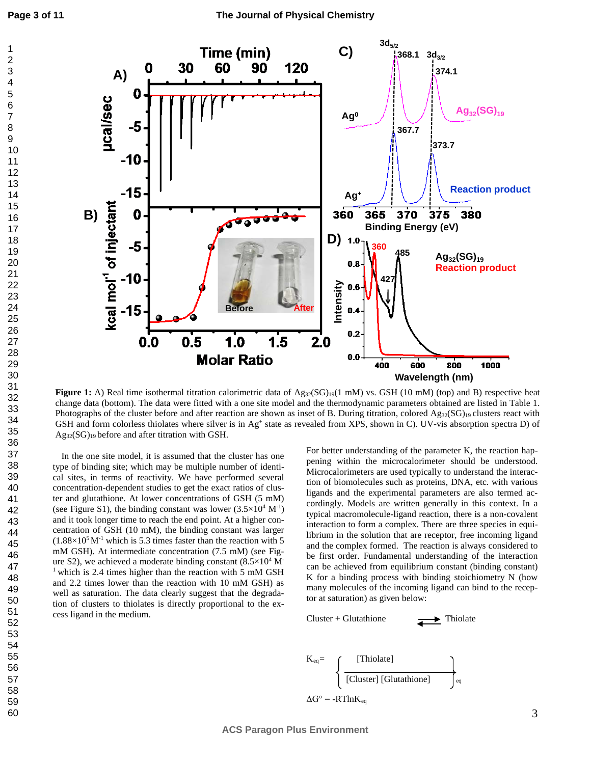**Figure 1:** A) Real time isothermal titration calorimetric data of $Ag_{32}(SG)_{19}$(1 mM) vs. GSH (10 mM) (top) and B) respective heat change data (bottom). The data were fitted with a one site model and the thermodynamic parameters obtained are listed in Table 1. Photographs of the cluster before and after reaction are shown as inset of B. During titration, colored $Ag_{32}(SG)_{19}$ clusters react with GSH and form colorless thiolates where silver is in $Ag^+$ state as revealed from XPS, shown in C). UV-vis absorption spectra D) of $Ag_{32}(SG)_{19}$ before and after titration with GSH.

In the one site model, it is assumed that the cluster has one type of binding site; which may be multiple number of identical sites, in terms of reactivity. We have performed several concentration-dependent studies to get the exact ratios of cluster and glutathione. At lower concentrations of GSH (5 mM) (see Figure S1), the binding constant was lower ($3.5\times10^4$ $M^{-1}$) and it took longer time to reach the end point. At a higher concentration of GSH (10 mM), the binding constant was larger ($1.88\times10^5$ $M^{-1}$ which is 5.3 times faster than the reaction with 5 mM GSH). At intermediate concentration (7.5 mM) (see Figure S2), we achieved a moderate binding constant ($8.5\times10^4$ $M^{-1}$ which is 2.4 times higher than the reaction with 5 mM GSH and 2.2 times lower than the reaction with 10 mM GSH) as well as saturation. The data clearly suggest that the degradation of clusters to thiolates is directly proportional to the excess ligand in the medium.

For better understanding of the parameter K, the reaction happening within the microcalorimeter should be understood. Microcalorimeters are used typically to understand the interaction of biomolecules such as proteins, DNA, etc. with various ligands and the experimental parameters are also termed accordingly. Models are written generally in this context. In a typical macromolecule-ligand reaction, there is a non-covalent interaction to form a complex. There are three species in equilibrium in the solution that are receptor, free incoming ligand and the complex formed. The reaction is always considered to be first order. Fundamental understanding of the interaction can be achieved from equilibrium constant (binding constant) K for a binding process with binding stoichiometry N (how many molecules of the incoming ligand can bind to the receptor at saturation) as given below:

$$\text{Cluster} + \text{Glutathione} \rightleftharpoons \text{Thiolate}$$

$$K_{eq} = \left\{ \frac{[\text{Thiolate}]}{[\text{Cluster}]\,[\text{Glutathione}]} \right\}_{eq}$$

$$\Delta G^\circ = -RT\ln K_{eq}$$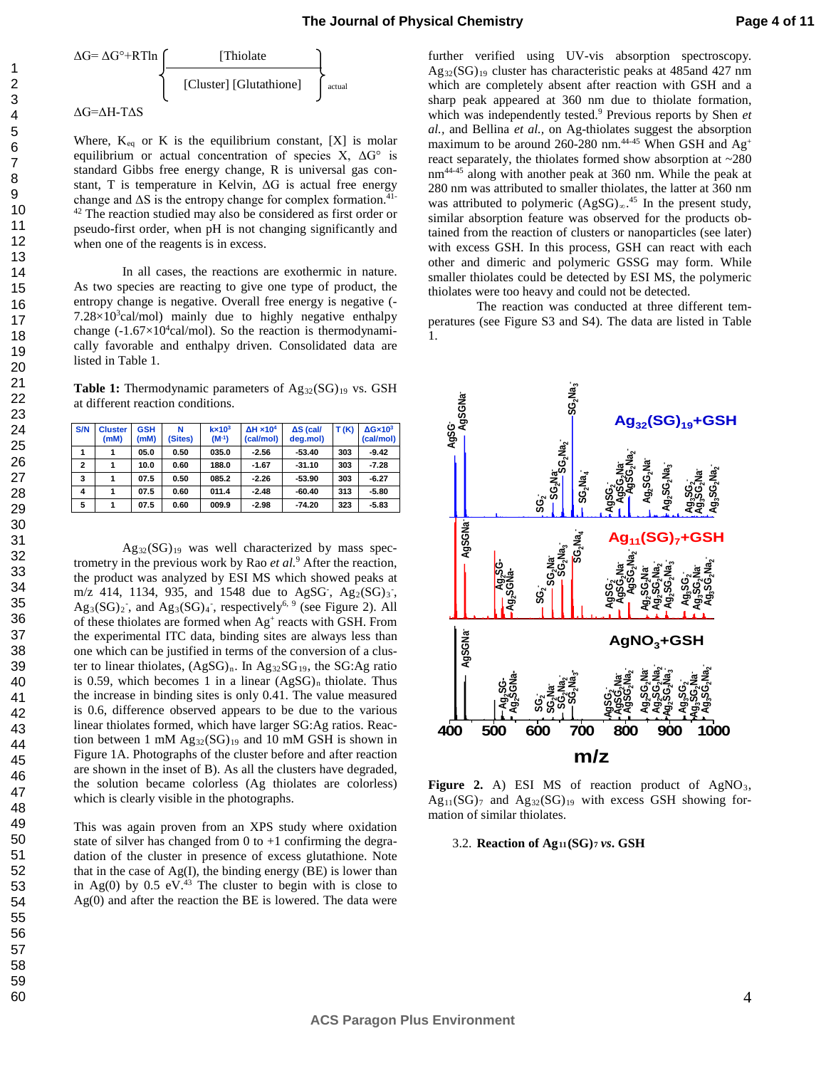$$\Delta G = \Delta G^{\circ} + RT\ln\left\{\frac{[\text{Thiolate}]}{[\text{Cluster}]\,[\text{Glutathione}]}\right\}_{\text{actual}}$$

$$\Delta G = \Delta H - T\Delta S$$

Where, $K_{eq}$ or K is the equilibrium constant, [X] is molar equilibrium or actual concentration of species X, $\Delta G^{\circ}$ is standard Gibbs free energy change, R is universal gas constant, T is temperature in Kelvin, $\Delta G$ is actual free energy change and $\Delta S$ is the entropy change for complex formation.[41-42] The reaction studied may also be considered as first order or pseudo-first order, when pH is not changing significantly and when one of the reagents is in excess.

In all cases, the reactions are exothermic in nature. As two species are reacting to give one type of product, the entropy change is negative. Overall free energy is negative ($-7.28\times10^3$cal/mol) mainly due to highly negative enthalpy change ($-1.67\times10^4$cal/mol). So the reaction is thermodynamically favorable and enthalpy driven. Consolidated data are listed in Table 1.

**Table 1:** Thermodynamic parameters of $Ag_{32}(SG)_{19}$ vs. GSH at different reaction conditions.

| S/N | Cluster (mM) | GSH (mM) | N (Sites) | $k\times10^3$ ($M^{-1}$) | $\Delta H\times10^4$ (cal/mol) | $\Delta S$ (cal/ deg.mol) | T (K) | $\Delta G\times10^3$ (cal/mol) |
|---|---|---|---|---|---|---|---|---|
| 1 | 1 | 05.0 | 0.50 | 035.0 | -2.56 | -53.40 | 303 | -9.42 |
| 2 | 1 | 10.0 | 0.60 | 188.0 | -1.67 | -31.10 | 303 | -7.28 |
| 3 | 1 | 07.5 | 0.50 | 085.2 | -2.26 | -53.90 | 303 | -6.27 |
| 4 | 1 | 07.5 | 0.60 | 011.4 | -2.48 | -60.40 | 313 | -5.80 |
| 5 | 1 | 07.5 | 0.60 | 009.9 | -2.98 | -74.20 | 323 | -5.83 |

$Ag_{32}(SG)_{19}$ was well characterized by mass spectrometry in the previous work by Rao *et al.*[9] After the reaction, the product was analyzed by ESI MS which showed peaks at m/z 414, 1134, 935, and 1548 due to $AgSG^-$, $Ag_2(SG)_3^-$, $Ag_3(SG)_2^-$, and $Ag_3(SG)_4^-$, respectively[6, 9] (see Figure 2). All of these thiolates are formed when $Ag^+$ reacts with GSH. From the experimental ITC data, binding sites are always less than one which can be justified in terms of the conversion of a cluster to linear thiolates, $(AgSG)_n$. In $Ag_{32}SG_{19}$, the SG:Ag ratio is 0.59, which becomes 1 in a linear $(AgSG)_n$ thiolate. Thus the increase in binding sites is only 0.41. The value measured is 0.6, difference observed appears to be due to the various linear thiolates formed, which have larger SG:Ag ratios. Reaction between 1 mM $Ag_{32}(SG)_{19}$ and 10 mM GSH is shown in Figure 1A. Photographs of the cluster before and after reaction are shown in the inset of B). As all the clusters have degraded, the solution became colorless (Ag thiolates are colorless) which is clearly visible in the photographs.

This was again proven from an XPS study where oxidation state of silver has changed from 0 to +1 confirming the degradation of the cluster in presence of excess glutathione. Note that in the case of Ag(I), the binding energy (BE) is lower than in Ag(0) by 0.5 eV.[43] The cluster to begin with is close to Ag(0) and after the reaction the BE is lowered. The data were further verified using UV-vis absorption spectroscopy. $Ag_{32}(SG)_{19}$ cluster has characteristic peaks at 485and 427 nm which are completely absent after reaction with GSH and a sharp peak appeared at 360 nm due to thiolate formation, which was independently tested.[9] Previous reports by Shen *et al.,* and Bellina *et al.,* on Ag-thiolates suggest the absorption maximum to be around 260-280 nm.[44-45] When GSH and $Ag^+$ react separately, the thiolates formed show absorption at ~280 nm[44-45] along with another peak at 360 nm. While the peak at 280 nm was attributed to smaller thiolates, the latter at 360 nm was attributed to polymeric $(AgSG)_\infty$.[45] In the present study, similar absorption feature was observed for the products obtained from the reaction of clusters or nanoparticles (see later) with excess GSH. In this process, GSH can react with each other and dimeric and polymeric GSSG may form. While smaller thiolates could be detected by ESI MS, the polymeric thiolates were too heavy and could not be detected.

The reaction was conducted at three different temperatures (see Figure S3 and S4). The data are listed in Table 1.

**Figure 2.** A) ESI MS of reaction product of $AgNO_3$, $Ag_{11}(SG)_7$ and $Ag_{32}(SG)_{19}$ with excess GSH showing formation of similar thiolates.

### 3.2. Reaction of $Ag_{11}(SG)_7$ *vs.* GSH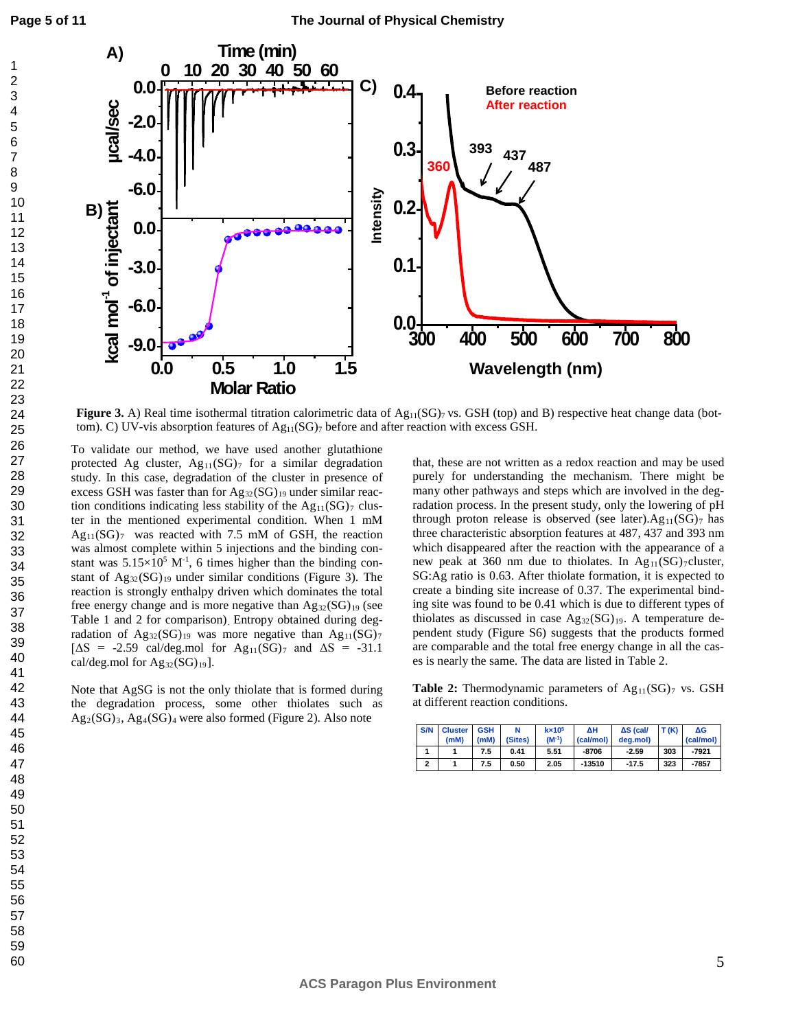**Figure 3.** A) Real time isothermal titration calorimetric data of $Ag_{11}(SG)_7$ vs. GSH (top) and B) respective heat change data (bottom). C) UV-vis absorption features of $Ag_{11}(SG)_7$ before and after reaction with excess GSH.

To validate our method, we have used another glutathione protected Ag cluster, $Ag_{11}(SG)_7$ for a similar degradation study. In this case, degradation of the cluster in presence of excess GSH was faster than for $Ag_{32}(SG)_{19}$ under similar reaction conditions indicating less stability of the $Ag_{11}(SG)_7$ cluster in the mentioned experimental condition. When 1 mM $Ag_{11}(SG)_7$ was reacted with 7.5 mM of GSH, the reaction was almost complete within 5 injections and the binding constant was $5.15\times10^5$ $M^{-1}$, 6 times higher than the binding constant of $Ag_{32}(SG)_{19}$ under similar conditions (Figure 3). The reaction is strongly enthalpy driven which dominates the total free energy change and is more negative than $Ag_{32}(SG)_{19}$ (see Table 1 and 2 for comparison). Entropy obtained during degradation of $Ag_{32}(SG)_{19}$ was more negative than $Ag_{11}(SG)_7$ [$\Delta S$ = -2.59 cal/deg.mol for $Ag_{11}(SG)_7$ and $\Delta S$ = -31.1 cal/deg.mol for $Ag_{32}(SG)_{19}$].

Note that AgSG is not the only thiolate that is formed during the degradation process, some other thiolates such as $Ag_2(SG)_3$, $Ag_4(SG)_4$ were also formed (Figure 2). Also note that, these are not written as a redox reaction and may be used purely for understanding the mechanism. There might be many other pathways and steps which are involved in the degradation process. In the present study, only the lowering of pH through proton release is observed (see later).$Ag_{11}(SG)_7$ has three characteristic absorption features at 487, 437 and 393 nm which disappeared after the reaction with the appearance of a new peak at 360 nm due to thiolates. In $Ag_{11}(SG)_7$cluster, SG:Ag ratio is 0.63. After thiolate formation, it is expected to create a binding site increase of 0.37. The experimental binding site was found to be 0.41 which is due to different types of thiolates as discussed in case $Ag_{32}(SG)_{19}$. A temperature dependent study (Figure S6) suggests that the products formed are comparable and the total free energy change in all the cases is nearly the same. The data are listed in Table 2.

**Table 2:** Thermodynamic parameters of $Ag_{11}(SG)_7$ vs. GSH at different reaction conditions.

| S/N | Cluster (mM) | GSH (mM) | N (Sites) | k×10⁵ ($M^{-1}$) | ΔH (cal/mol) | ΔS (cal/deg.mol) | T (K) | ΔG (cal/mol) |
|---|---|---|---|---|---|---|---|---|
| 1 | 1 | 7.5 | 0.41 | 5.51 | -8706 | -2.59 | 303 | -7921 |
| 2 | 1 | 7.5 | 0.50 | 2.05 | -13510 | -17.5 | 323 | -7857 |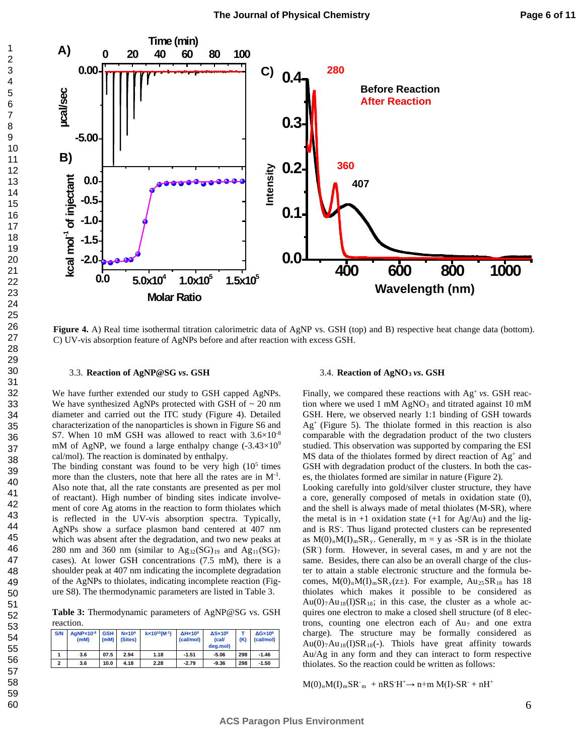**Figure 4.** A) Real time isothermal titration calorimetric data of AgNP vs. GSH (top) and B) respective heat change data (bottom). C) UV-vis absorption feature of AgNPs before and after reaction with excess GSH.

### 3.3. Reaction of AgNP@SG *vs*. GSH

We have further extended our study to GSH capped AgNPs. We have synthesized AgNPs protected with GSH of ~ 20 nm diameter and carried out the ITC study (Figure 4). Detailed characterization of the nanoparticles is shown in Figure S6 and S7. When 10 mM GSH was allowed to react with $3.6\times10^{-8}$ mM of AgNP, we found a large enthalpy change ($-3.43\times10^{9}$ cal/mol). The reaction is dominated by enthalpy.

The binding constant was found to be very high ($10^{5}$ times more than the clusters, note that here all the rates are in $M^{-1}$. Also note that, all the rate constants are presented as per mol of reactant). High number of binding sites indicate involvement of core Ag atoms in the reaction to form thiolates which is reflected in the UV-vis absorption spectra. Typically, AgNPs show a surface plasmon band centered at 407 nm which was absent after the degradation, and two new peaks at 280 nm and 360 nm (similar to $Ag_{32}(SG)_{19}$ and $Ag_{11}(SG)_{7}$ cases). At lower GSH concentrations (7.5 mM), there is a shoulder peak at 407 nm indicating the incomplete degradation of the AgNPs to thiolates, indicating incomplete reaction (Figure S8). The thermodynamic parameters are listed in Table 3.

**Table 3:** Thermodynamic parameters of AgNP@SG vs. GSH reaction.

| S/N | AgNP×10$^{-8}$ (mM) | GSH (mM) | N×10$^{4}$ (Sites) | k×10$^{10}$(M$^{-1}$) | ΔH×10$^{9}$ (cal/mol) | ΔS×10$^{6}$ (cal/ deg.mol) | T (K) | ΔG×10$^{6}$ (cal/mol) |
|---|---|---|---|---|---|---|---|---|
| 1 | 3.6 | 07.5 | 2.94 | 1.18 | -1.51 | -5.06 | 298 | -1.46 |
| 2 | 3.6 | 10.0 | 4.18 | 2.28 | -2.79 | -9.36 | 298 | -1.50 |

### 3.4. Reaction of $AgNO_3$ *vs*. GSH

Finally, we compared these reactions with $Ag^{+}$ *vs*. GSH reaction where we used 1 mM $AgNO_3$ and titrated against 10 mM GSH. Here, we observed nearly 1:1 binding of GSH towards $Ag^{+}$ (Figure 5). The thiolate formed in this reaction is also comparable with the degradation product of the two clusters studied. This observation was supported by comparing the ESI MS data of the thiolates formed by direct reaction of $Ag^{+}$ and GSH with degradation product of the clusters. In both the cases, the thiolates formed are similar in nature (Figure 2).

Looking carefully into gold/silver cluster structure, they have a core, generally composed of metals in oxidation state (0), and the shell is always made of metal thiolates (M-SR), where the metal is in +1 oxidation state (+1 for Ag/Au) and the ligand is $RS^{-}$. Thus ligand protected clusters can be represented as $M(0)_nM(I)_mSR_y$. Generally, m = y as -SR is in the thiolate ($SR^{-}$) form. However, in several cases, m and y are not the same. Besides, there can also be an overall charge of the cluster to attain a stable electronic structure and the formula becomes, $M(0)_nM(I)_mSR_y(z\pm)$. For example, $Au_{25}SR_{18}$ has 18 thiolates which makes it possible to be considered as $Au(0)_7Au_{18}(I)SR_{18}$; in this case, the cluster as a whole acquires one electron to make a closed shell structure (of 8 electrons, counting one electron each of $Au_7$ and one extra charge). The structure may be formally considered as $Au(0)_7Au_{18}(I)SR_{18}(-)$. Thiols have great affinity towards Au/Ag in any form and they can interact to form respective thiolates. So the reaction could be written as follows:

$$M(0)_nM(I)_mSR^{-}_m + nRS^{-}H^{+} \rightarrow n+m\ M(I)\text{-}SR^{-} + nH^{+}$$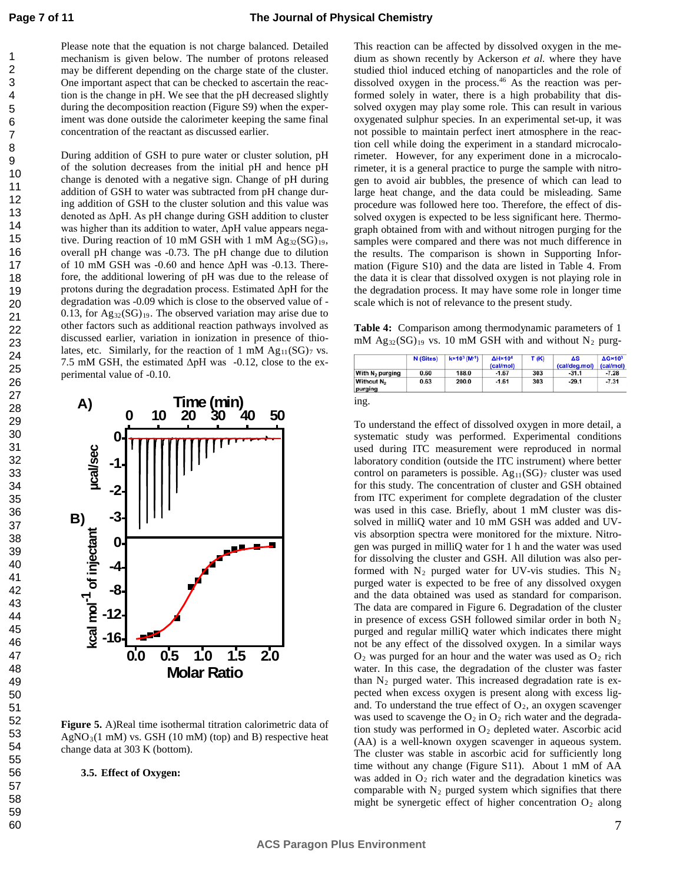Please note that the equation is not charge balanced. Detailed mechanism is given below. The number of protons released may be different depending on the charge state of the cluster. One important aspect that can be checked to ascertain the reaction is the change in pH. We see that the pH decreased slightly during the decomposition reaction (Figure S9) when the experiment was done outside the calorimeter keeping the same final concentration of the reactant as discussed earlier.

During addition of GSH to pure water or cluster solution, pH of the solution decreases from the initial pH and hence pH change is denoted with a negative sign. Change of pH during addition of GSH to water was subtracted from pH change during addition of GSH to the cluster solution and this value was denoted as ΔpH. As pH change during GSH addition to cluster was higher than its addition to water, ΔpH value appears negative. During reaction of 10 mM GSH with 1 mM $Ag_{32}(SG)_{19}$, overall pH change was -0.73. The pH change due to dilution of 10 mM GSH was -0.60 and hence ΔpH was -0.13. Therefore, the additional lowering of pH was due to the release of protons during the degradation process. Estimated ΔpH for the degradation was -0.09 which is close to the observed value of -0.13, for $Ag_{32}(SG)_{19}$. The observed variation may arise due to other factors such as additional reaction pathways involved as discussed earlier, variation in ionization in presence of thiolates, etc. Similarly, for the reaction of 1 mM $Ag_{11}(SG)_7$ vs. 7.5 mM GSH, the estimated ΔpH was -0.12, close to the experimental value of -0.10.

**Figure 5.** A)Real time isothermal titration calorimetric data of $AgNO_3$(1 mM) vs. GSH (10 mM) (top) and B) respective heat change data at 303 K (bottom).

### 3.5. Effect of Oxygen:

This reaction can be affected by dissolved oxygen in the medium as shown recently by Ackerson *et al.* where they have studied thiol induced etching of nanoparticles and the role of dissolved oxygen in the process.[46] As the reaction was performed solely in water, there is a high probability that dissolved oxygen may play some role. This can result in various oxygenated sulphur species. In an experimental set-up, it was not possible to maintain perfect inert atmosphere in the reaction cell while doing the experiment in a standard microcalorimeter. However, for any experiment done in a microcalorimeter, it is a general practice to purge the sample with nitrogen to avoid air bubbles, the presence of which can lead to large heat change, and the data could be misleading. Same procedure was followed here too. Therefore, the effect of dissolved oxygen is expected to be less significant here. Thermograph obtained from with and without nitrogen purging for the samples were compared and there was not much difference in the results. The comparison is shown in Supporting Information (Figure S10) and the data are listed in Table 4. From the data it is clear that dissolved oxygen is not playing role in the degradation process. It may have some role in longer time scale which is not of relevance to the present study.

**Table 4:** Comparison among thermodynamic parameters of 1 mM $Ag_{32}(SG)_{19}$ vs. 10 mM GSH with and without $N_2$ purging.

| | N (Sites) | k×10³ (M⁻¹) | ΔH×10⁴ (cal/mol) | T (K) | ΔS (cal/deg.mol) | ΔG×10³ (cal/mol) |
|---|---|---|---|---|---|---|
| With $N_2$ purging | 0.60 | 188.0 | -1.67 | 303 | -31.1 | -7.28 |
| Without $N_2$ purging | 0.63 | 200.0 | -1.61 | 303 | -29.1 | -7.31 |

To understand the effect of dissolved oxygen in more detail, a systematic study was performed. Experimental conditions used during ITC measurement were reproduced in normal laboratory condition (outside the ITC instrument) where better control on parameters is possible. $Ag_{11}(SG)_7$ cluster was used for this study. The concentration of cluster and GSH obtained from ITC experiment for complete degradation of the cluster was used in this case. Briefly, about 1 mM cluster was dissolved in milliQ water and 10 mM GSH was added and UV-vis absorption spectra were monitored for the mixture. Nitrogen was purged in milliQ water for 1 h and the water was used for dissolving the cluster and GSH. All dilution was also performed with $N_2$ purged water for UV-vis studies. This $N_2$ purged water is expected to be free of any dissolved oxygen and the data obtained was used as standard for comparison. The data are compared in Figure 6. Degradation of the cluster in presence of excess GSH followed similar order in both $N_2$ purged and regular milliQ water which indicates there might not be any effect of the dissolved oxygen. In a similar ways $O_2$ was purged for an hour and the water was used as $O_2$ rich water. In this case, the degradation of the cluster was faster than $N_2$ purged water. This increased degradation rate is expected when excess oxygen is present along with excess ligand. To understand the true effect of $O_2$, an oxygen scavenger was used to scavenge the $O_2$ in $O_2$ rich water and the degradation study was performed in $O_2$ depleted water. Ascorbic acid (AA) is a well-known oxygen scavenger in aqueous system. The cluster was stable in ascorbic acid for sufficiently long time without any change (Figure S11). About 1 mM of AA was added in $O_2$ rich water and the degradation kinetics was comparable with $N_2$ purged system which signifies that there might be synergetic effect of higher concentration $O_2$ along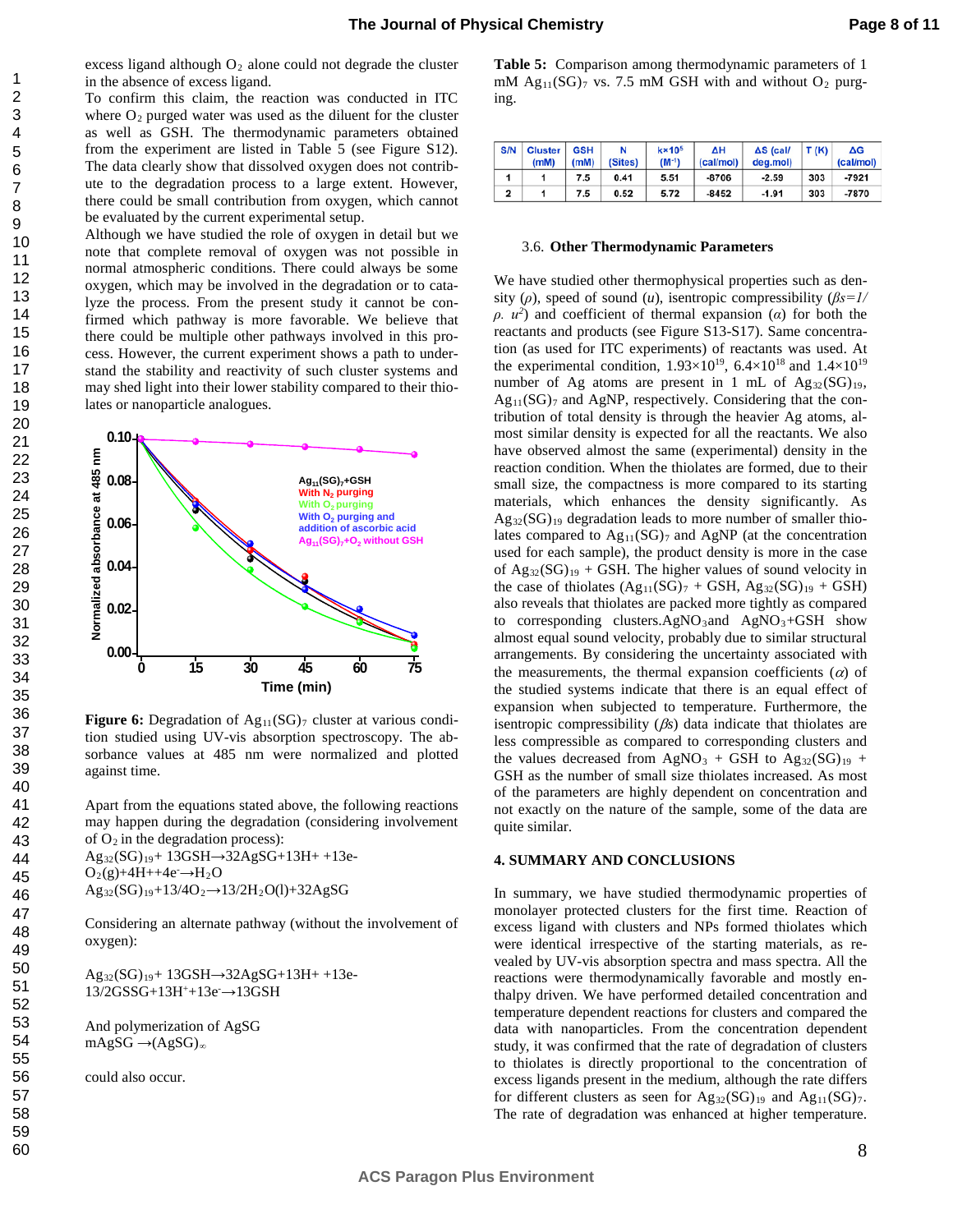excess ligand although $O_2$ alone could not degrade the cluster in the absence of excess ligand.

To confirm this claim, the reaction was conducted in ITC where $O_2$ purged water was used as the diluent for the cluster as well as GSH. The thermodynamic parameters obtained from the experiment are listed in Table 5 (see Figure S12). The data clearly show that dissolved oxygen does not contribute to the degradation process to a large extent. However, there could be small contribution from oxygen, which cannot be evaluated by the current experimental setup.

Although we have studied the role of oxygen in detail but we note that complete removal of oxygen was not possible in normal atmospheric conditions. There could always be some oxygen, which may be involved in the degradation or to catalyze the process. From the present study it cannot be confirmed which pathway is more favorable. We believe that there could be multiple other pathways involved in this process. However, the current experiment shows a path to understand the stability and reactivity of such cluster systems and may shed light into their lower stability compared to their thiolates or nanoparticle analogues.

**Figure 6:** Degradation of $Ag_{11}(SG)_7$ cluster at various condition studied using UV-vis absorption spectroscopy. The absorbance values at 485 nm were normalized and plotted against time.

Apart from the equations stated above, the following reactions may happen during the degradation (considering involvement of $O_2$ in the degradation process):

$Ag_{32}(SG)_{19}$+ 13GSH→32AgSG+13H+ +13e-

$O_2(g)+4H^{+}+4e^{-}\rightarrow H_2O$

$Ag_{32}(SG)_{19}+13/4O_2\rightarrow 13/2H_2O(l)+32AgSG$

Considering an alternate pathway (without the involvement of oxygen):

$Ag_{32}(SG)_{19}$+ 13GSH→32AgSG+13H+ +13e-

$13/2GSSG+13H^{+}+13e^{-}\rightarrow 13GSH$

And polymerization of AgSG

$mAgSG\rightarrow(AgSG)_{\infty}$

could also occur.

**Table 5:** Comparison among thermodynamic parameters of 1 mM $Ag_{11}(SG)_7$ vs. 7.5 mM GSH with and without $O_2$ purging.

| S/N | Cluster (mM) | GSH (mM) | N (Sites) | $k\times10^5$ ($M^{-1}$) | ΔH (cal/mol) | ΔS (cal/deg.mol) | T (K) | ΔG (cal/mol) |
|---|---|---|---|---|---|---|---|---|
| 1 | 1 | 7.5 | 0.41 | 5.51 | -8706 | -2.59 | 303 | -7921 |
| 2 | 1 | 7.5 | 0.52 | 5.72 | -8452 | -1.91 | 303 | -7870 |

### 3.6. Other Thermodynamic Parameters

We have studied other thermophysical properties such as density ($\rho$), speed of sound ($u$), isentropic compressibility ($\beta s=1/\rho.\ u^2$) and coefficient of thermal expansion ($\alpha$) for both the reactants and products (see Figure S13-S17). Same concentration (as used for ITC experiments) of reactants was used. At the experimental condition, $1.93\times10^{19}$, $6.4\times10^{18}$ and $1.4\times10^{19}$ number of Ag atoms are present in 1 mL of $Ag_{32}(SG)_{19}$, $Ag_{11}(SG)_7$ and AgNP, respectively. Considering that the contribution of total density is through the heavier Ag atoms, almost similar density is expected for all the reactants. We also have observed almost the same (experimental) density in the reaction condition. When the thiolates are formed, due to their small size, the compactness is more compared to its starting materials, which enhances the density significantly. As $Ag_{32}(SG)_{19}$ degradation leads to more number of smaller thiolates compared to $Ag_{11}(SG)_7$ and AgNP (at the concentration used for each sample), the product density is more in the case of $Ag_{32}(SG)_{19}$ + GSH. The higher values of sound velocity in the case of thiolates ($Ag_{11}(SG)_7$ + GSH, $Ag_{32}(SG)_{19}$ + GSH) also reveals that thiolates are packed more tightly as compared to corresponding clusters.$AgNO_3$and $AgNO_3$+GSH show almost equal sound velocity, probably due to similar structural arrangements. By considering the uncertainty associated with the measurements, the thermal expansion coefficients ($\alpha$) of the studied systems indicate that there is an equal effect of expansion when subjected to temperature. Furthermore, the isentropic compressibility ($\beta s$) data indicate that thiolates are less compressible as compared to corresponding clusters and the values decreased from $AgNO_3$ + GSH to $Ag_{32}(SG)_{19}$ + GSH as the number of small size thiolates increased. As most of the parameters are highly dependent on concentration and not exactly on the nature of the sample, some of the data are quite similar.

## 4. SUMMARY AND CONCLUSIONS

In summary, we have studied thermodynamic properties of monolayer protected clusters for the first time. Reaction of excess ligand with clusters and NPs formed thiolates which were identical irrespective of the starting materials, as revealed by UV-vis absorption spectra and mass spectra. All the reactions were thermodynamically favorable and mostly enthalpy driven. We have performed detailed concentration and temperature dependent reactions for clusters and compared the data with nanoparticles. From the concentration dependent study, it was confirmed that the rate of degradation of clusters to thiolates is directly proportional to the concentration of excess ligands present in the medium, although the rate differs for different clusters as seen for $Ag_{32}(SG)_{19}$ and $Ag_{11}(SG)_7$. The rate of degradation was enhanced at higher temperature.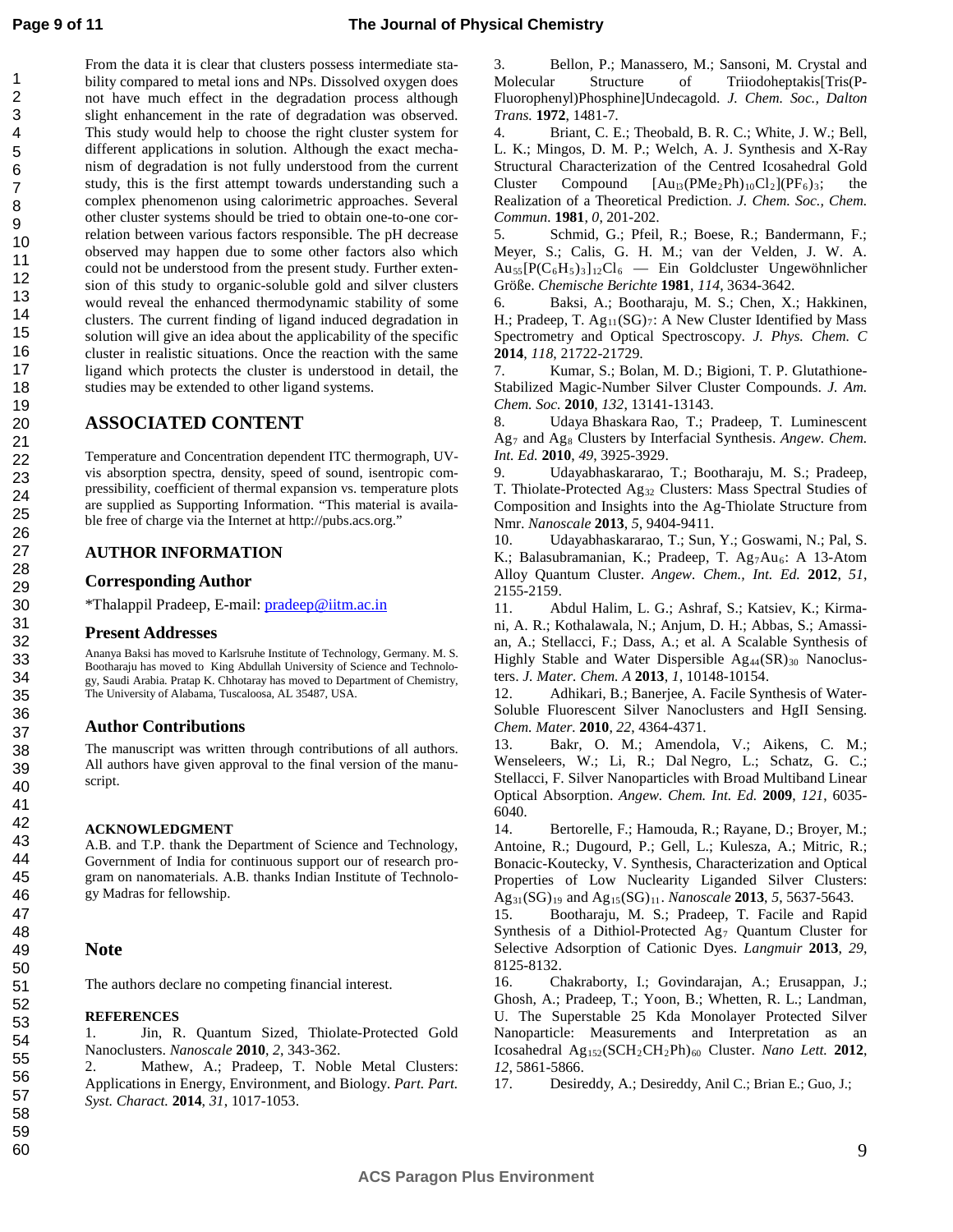From the data it is clear that clusters possess intermediate stability compared to metal ions and NPs. Dissolved oxygen does not have much effect in the degradation process although slight enhancement in the rate of degradation was observed. This study would help to choose the right cluster system for different applications in solution. Although the exact mechanism of degradation is not fully understood from the current study, this is the first attempt towards understanding such a complex phenomenon using calorimetric approaches. Several other cluster systems should be tried to obtain one-to-one correlation between various factors responsible. The pH decrease observed may happen due to some other factors also which could not be understood from the present study. Further extension of this study to organic-soluble gold and silver clusters would reveal the enhanced thermodynamic stability of some clusters. The current finding of ligand induced degradation in solution will give an idea about the applicability of the specific cluster in realistic situations. Once the reaction with the same ligand which protects the cluster is understood in detail, the studies may be extended to other ligand systems.

## ASSOCIATED CONTENT

Temperature and Concentration dependent ITC thermograph, UV-vis absorption spectra, density, speed of sound, isentropic compressibility, coefficient of thermal expansion vs. temperature plots are supplied as Supporting Information. "This material is available free of charge via the Internet at http://pubs.acs.org."

## AUTHOR INFORMATION

### Corresponding Author

*Thalappil Pradeep, E-mail: pradeep@iitm.ac.in

### Present Addresses

Ananya Baksi has moved to Karlsruhe Institute of Technology, Germany. M. S. Bootharaju has moved to King Abdullah University of Science and Technology, Saudi Arabia. Pratap K. Chhotaray has moved to Department of Chemistry, The University of Alabama, Tuscaloosa, AL 35487, USA.

### Author Contributions

The manuscript was written through contributions of all authors. All authors have given approval to the final version of the manuscript.

#### ACKNOWLEDGMENT

A.B. and T.P. thank the Department of Science and Technology, Government of India for continuous support our of research program on nanomaterials. A.B. thanks Indian Institute of Technology Madras for fellowship.

## Note

The authors declare no competing financial interest.

#### REFERENCES

1. Jin, R. Quantum Sized, Thiolate-Protected Gold Nanoclusters. *Nanoscale* **2010**, *2*, 343-362.
2. Mathew, A.; Pradeep, T. Noble Metal Clusters: Applications in Energy, Environment, and Biology. *Part. Part. Syst. Charact.* **2014**, *31*, 1017-1053.
3. Bellon, P.; Manassero, M.; Sansoni, M. Crystal and Molecular Structure of Triiodoheptakis[Tris(P-Fluorophenyl)Phosphine]Undecagold. *J. Chem. Soc., Dalton Trans.* **1972**, 1481-7.
4. Briant, C. E.; Theobald, B. R. C.; White, J. W.; Bell, L. K.; Mingos, D. M. P.; Welch, A. J. Synthesis and X-Ray Structural Characterization of the Centred Icosahedral Gold Cluster Compound $[Au_{13}(PMe_2Ph)_{10}Cl_2](PF_6)_3$; the Realization of a Theoretical Prediction. *J. Chem. Soc., Chem. Commun.* **1981**, *0*, 201-202.
5. Schmid, G.; Pfeil, R.; Boese, R.; Bandermann, F.; Meyer, S.; Calis, G. H. M.; van der Velden, J. W. A. $Au_{55}[P(C_6H_5)_3]_{12}Cl_6$ — Ein Goldcluster Ungewöhnlicher Größe. *Chemische Berichte* **1981**, *114*, 3634-3642.
6. Baksi, A.; Bootharaju, M. S.; Chen, X.; Hakkinen, H.; Pradeep, T. $Ag_{11}(SG)_7$: A New Cluster Identified by Mass Spectrometry and Optical Spectroscopy. *J. Phys. Chem. C* **2014**, *118*, 21722-21729.
7. Kumar, S.; Bolan, M. D.; Bigioni, T. P. Glutathione-Stabilized Magic-Number Silver Cluster Compounds. *J. Am. Chem. Soc.* **2010**, *132*, 13141-13143.
8. Udaya Bhaskara Rao, T.; Pradeep, T. Luminescent $Ag_7$ and $Ag_8$ Clusters by Interfacial Synthesis. *Angew. Chem. Int. Ed.* **2010**, *49*, 3925-3929.
9. Udayabhaskararao, T.; Bootharaju, M. S.; Pradeep, T. Thiolate-Protected $Ag_{32}$ Clusters: Mass Spectral Studies of Composition and Insights into the Ag-Thiolate Structure from Nmr. *Nanoscale* **2013**, *5*, 9404-9411.
10. Udayabhaskararao, T.; Sun, Y.; Goswami, N.; Pal, S. K.; Balasubramanian, K.; Pradeep, T. $Ag_7Au_6$: A 13-Atom Alloy Quantum Cluster. *Angew. Chem., Int. Ed.* **2012**, *51*, 2155-2159.
11. Abdul Halim, L. G.; Ashraf, S.; Katsiev, K.; Kirmani, A. R.; Kothalawala, N.; Anjum, D. H.; Abbas, S.; Amassian, A.; Stellacci, F.; Dass, A.; et al. A Scalable Synthesis of Highly Stable and Water Dispersible $Ag_{44}(SR)_{30}$ Nanoclusters. *J. Mater. Chem. A* **2013**, *1*, 10148-10154.
12. Adhikari, B.; Banerjee, A. Facile Synthesis of Water-Soluble Fluorescent Silver Nanoclusters and HgII Sensing. *Chem. Mater.* **2010**, *22*, 4364-4371.
13. Bakr, O. M.; Amendola, V.; Aikens, C. M.; Wenseleers, W.; Li, R.; Dal Negro, L.; Schatz, G. C.; Stellacci, F. Silver Nanoparticles with Broad Multiband Linear Optical Absorption. *Angew. Chem. Int. Ed.* **2009**, *121*, 6035-6040.
14. Bertorelle, F.; Hamouda, R.; Rayane, D.; Broyer, M.; Antoine, R.; Dugourd, P.; Gell, L.; Kulesza, A.; Mitric, R.; Bonacic-Koutecky, V. Synthesis, Characterization and Optical Properties of Low Nuclearity Liganded Silver Clusters: $Ag_{31}(SG)_{19}$ and $Ag_{15}(SG)_{11}$. *Nanoscale* **2013**, *5*, 5637-5643.
15. Bootharaju, M. S.; Pradeep, T. Facile and Rapid Synthesis of a Dithiol-Protected $Ag_7$ Quantum Cluster for Selective Adsorption of Cationic Dyes. *Langmuir* **2013**, *29*, 8125-8132.
16. Chakraborty, I.; Govindarajan, A.; Erusappan, J.; Ghosh, A.; Pradeep, T.; Yoon, B.; Whetten, R. L.; Landman, U. The Superstable 25 Kda Monolayer Protected Silver Nanoparticle: Measurements and Interpretation as an Icosahedral $Ag_{152}(SCH_2CH_2Ph)_{60}$ Cluster. *Nano Lett.* **2012**, *12*, 5861-5866.
17. Desireddy, A.; Desireddy, Anil C.; Brian E.; Guo, J.;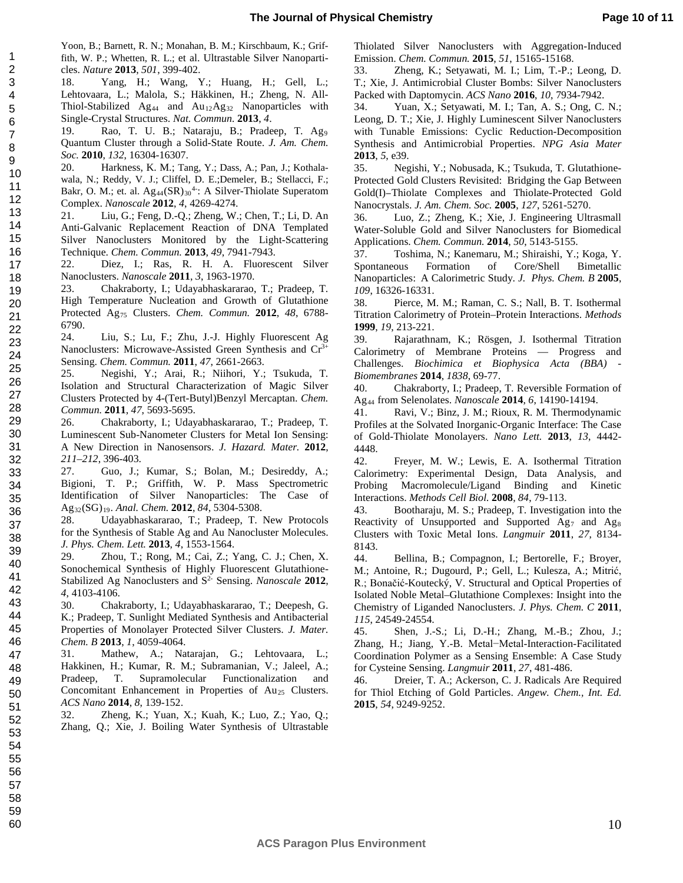Yoon, B.; Barnett, R. N.; Monahan, B. M.; Kirschbaum, K.; Griffith, W. P.; Whetten, R. L.; et al. Ultrastable Silver Nanoparticles. *Nature* **2013**, *501*, 399-402.

18. Yang, H.; Wang, Y.; Huang, H.; Gell, L.; Lehtovaara, L.; Malola, S.; Häkkinen, H.; Zheng, N. All-Thiol-Stabilized $Ag_{44}$ and $Au_{12}Ag_{32}$ Nanoparticles with Single-Crystal Structures. *Nat. Commun.* **2013**, *4*.

19. Rao, T. U. B.; Nataraju, B.; Pradeep, T. $Ag_9$ Quantum Cluster through a Solid-State Route. *J. Am. Chem. Soc.* **2010**, *132*, 16304-16307.

20. Harkness, K. M.; Tang, Y.; Dass, A.; Pan, J.; Kothalawala, N.; Reddy, V. J.; Cliffel, D. E.;Demeler, B.; Stellacci, F.; Bakr, O. M.; et. al. $Ag_{44}(SR)_{30}^{4-}$: A Silver-Thiolate Superatom Complex. *Nanoscale* **2012**, *4*, 4269-4274.

21. Liu, G.; Feng, D.-Q.; Zheng, W.; Chen, T.; Li, D. An Anti-Galvanic Replacement Reaction of DNA Templated Silver Nanoclusters Monitored by the Light-Scattering Technique. *Chem. Commun.* **2013**, *49*, 7941-7943.

22. Diez, I.; Ras, R. H. A. Fluorescent Silver Nanoclusters. *Nanoscale* **2011**, *3*, 1963-1970.

23. Chakraborty, I.; Udayabhaskararao, T.; Pradeep, T. High Temperature Nucleation and Growth of Glutathione Protected $Ag_{75}$ Clusters. *Chem. Commun.* **2012**, *48*, 6788-6790.

24. Liu, S.; Lu, F.; Zhu, J.-J. Highly Fluorescent Ag Nanoclusters: Microwave-Assisted Green Synthesis and $Cr^{3+}$ Sensing. *Chem. Commun.* **2011**, *47*, 2661-2663.

25. Negishi, Y.; Arai, R.; Niihori, Y.; Tsukuda, T. Isolation and Structural Characterization of Magic Silver Clusters Protected by 4-(Tert-Butyl)Benzyl Mercaptan. *Chem. Commun.* **2011**, *47*, 5693-5695.

26. Chakraborty, I.; Udayabhaskararao, T.; Pradeep, T. Luminescent Sub-Nanometer Clusters for Metal Ion Sensing: A New Direction in Nanosensors. *J. Hazard. Mater.* **2012**, *211–212*, 396-403.

27. Guo, J.; Kumar, S.; Bolan, M.; Desireddy, A.; Bigioni, T. P.; Griffith, W. P. Mass Spectrometric Identification of Silver Nanoparticles: The Case of $Ag_{32}(SG)_{19}$. *Anal. Chem.* **2012**, *84*, 5304-5308.

28. Udayabhaskararao, T.; Pradeep, T. New Protocols for the Synthesis of Stable Ag and Au Nanocluster Molecules. *J. Phys. Chem. Lett.* **2013**, *4*, 1553-1564.

29. Zhou, T.; Rong, M.; Cai, Z.; Yang, C. J.; Chen, X. Sonochemical Synthesis of Highly Fluorescent Glutathione-Stabilized Ag Nanoclusters and $S^{2-}$ Sensing. *Nanoscale* **2012**, *4*, 4103-4106.

30. Chakraborty, I.; Udayabhaskararao, T.; Deepesh, G. K.; Pradeep, T. Sunlight Mediated Synthesis and Antibacterial Properties of Monolayer Protected Silver Clusters. *J. Mater. Chem. B* **2013**, *1*, 4059-4064.

31. Mathew, A.; Natarajan, G.; Lehtovaara, L.; Hakkinen, H.; Kumar, R. M.; Subramanian, V.; Jaleel, A.; Pradeep, T. Supramolecular Functionalization and Concomitant Enhancement in Properties of $Au_{25}$ Clusters. *ACS Nano* **2014**, *8*, 139-152.

32. Zheng, K.; Yuan, X.; Kuah, K.; Luo, Z.; Yao, Q.; Zhang, Q.; Xie, J. Boiling Water Synthesis of Ultrastable Thiolated Silver Nanoclusters with Aggregation-Induced Emission. *Chem. Commun.* **2015**, *51*, 15165-15168.

33. Zheng, K.; Setyawati, M. I.; Lim, T.-P.; Leong, D. T.; Xie, J. Antimicrobial Cluster Bombs: Silver Nanoclusters Packed with Daptomycin. *ACS Nano* **2016**, *10*, 7934-7942.

34. Yuan, X.; Setyawati, M. I.; Tan, A. S.; Ong, C. N.; Leong, D. T.; Xie, J. Highly Luminescent Silver Nanoclusters with Tunable Emissions: Cyclic Reduction-Decomposition Synthesis and Antimicrobial Properties. *NPG Asia Mater* **2013**, *5*, e39.

35. Negishi, Y.; Nobusada, K.; Tsukuda, T. Glutathione-Protected Gold Clusters Revisited: Bridging the Gap Between Gold(I)–Thiolate Complexes and Thiolate-Protected Gold Nanocrystals. *J. Am. Chem. Soc.* **2005**, *127*, 5261-5270.

36. Luo, Z.; Zheng, K.; Xie, J. Engineering Ultrasmall Water-Soluble Gold and Silver Nanoclusters for Biomedical Applications. *Chem. Commun.* **2014**, *50*, 5143-5155.

37. Toshima, N.; Kanemaru, M.; Shiraishi, Y.; Koga, Y. Spontaneous Formation of Core/Shell Bimetallic Nanoparticles: A Calorimetric Study. *J. Phys. Chem. B* **2005**, *109*, 16326-16331.

38. Pierce, M. M.; Raman, C. S.; Nall, B. T. Isothermal Titration Calorimetry of Protein–Protein Interactions. *Methods* **1999**, *19*, 213-221.

39. Rajarathnam, K.; Rösgen, J. Isothermal Titration Calorimetry of Membrane Proteins — Progress and Challenges. *Biochimica et Biophysica Acta (BBA) - Biomembranes* **2014**, *1838*, 69-77.

40. Chakraborty, I.; Pradeep, T. Reversible Formation of $Ag_{44}$ from Selenolates. *Nanoscale* **2014**, *6*, 14190-14194.

41. Ravi, V.; Binz, J. M.; Rioux, R. M. Thermodynamic Profiles at the Solvated Inorganic-Organic Interface: The Case of Gold-Thiolate Monolayers. *Nano Lett.* **2013**, *13*, 4442-4448.

42. Freyer, M. W.; Lewis, E. A. Isothermal Titration Calorimetry: Experimental Design, Data Analysis, and Probing Macromolecule/Ligand Binding and Kinetic Interactions. *Methods Cell Biol.* **2008**, *84*, 79-113.

43. Bootharaju, M. S.; Pradeep, T. Investigation into the Reactivity of Unsupported and Supported $Ag_7$ and $Ag_8$ Clusters with Toxic Metal Ions. *Langmuir* **2011**, *27*, 8134-8143.

44. Bellina, B.; Compagnon, I.; Bertorelle, F.; Broyer, M.; Antoine, R.; Dugourd, P.; Gell, L.; Kulesza, A.; Mitrić, R.; Bonačić-Koutecký, V. Structural and Optical Properties of Isolated Noble Metal–Glutathione Complexes: Insight into the Chemistry of Liganded Nanoclusters. *J. Phys. Chem. C* **2011**, *115*, 24549-24554.

45. Shen, J.-S.; Li, D.-H.; Zhang, M.-B.; Zhou, J.; Zhang, H.; Jiang, Y.-B. Metal−Metal-Interaction-Facilitated Coordination Polymer as a Sensing Ensemble: A Case Study for Cysteine Sensing. *Langmuir* **2011**, *27*, 481-486.

46. Dreier, T. A.; Ackerson, C. J. Radicals Are Required for Thiol Etching of Gold Particles. *Angew. Chem., Int. Ed.* **2015**, *54*, 9249-9252.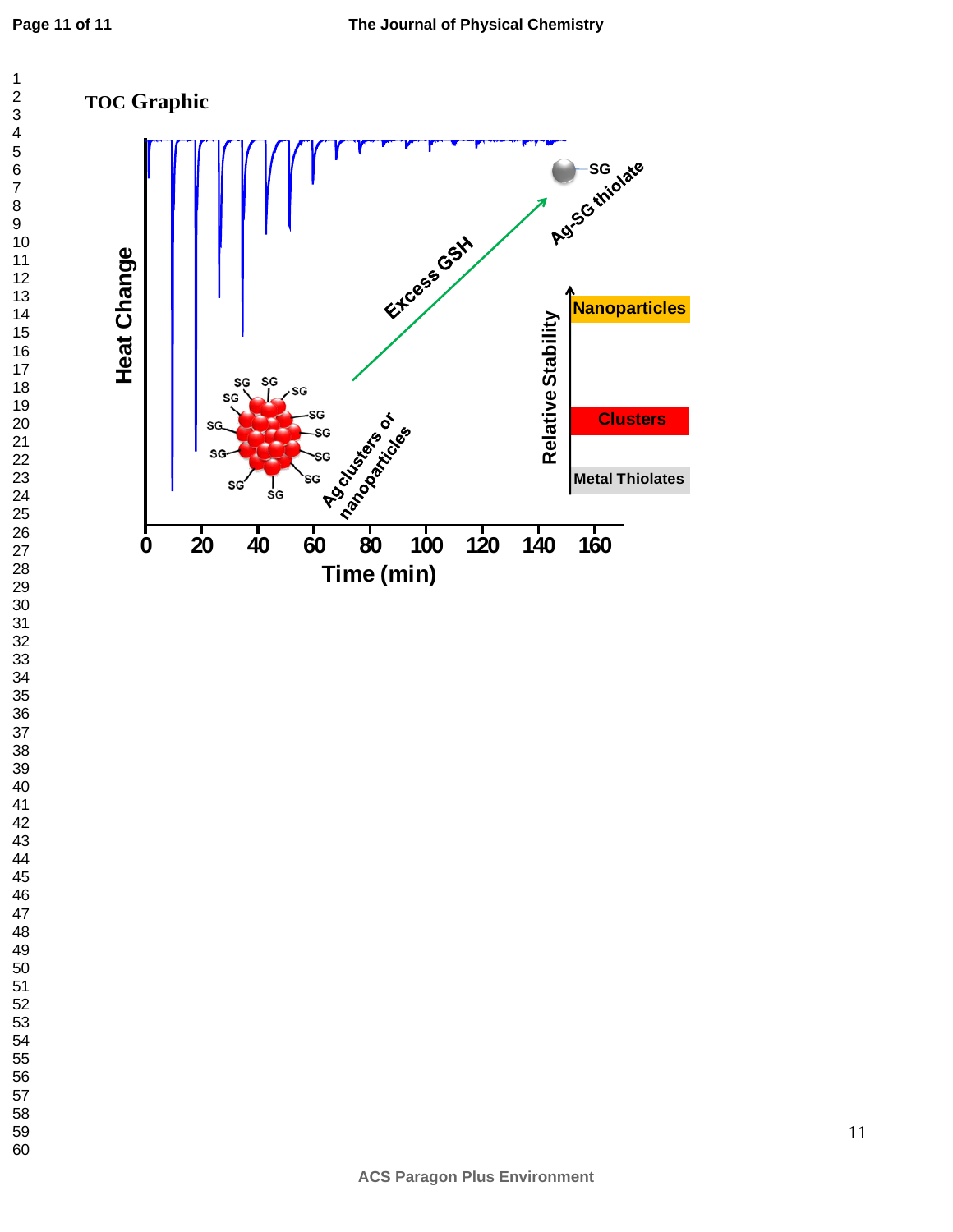TOC Graphic

Heat Change

Time (min)

0
20
40
60
80
100
120
140
160

SG

Ag-SG thiolate

Excess GSH

Ag clusters or nanoparticles

Relative Stability

Nanoparticles

Clusters

Metal Thiolates